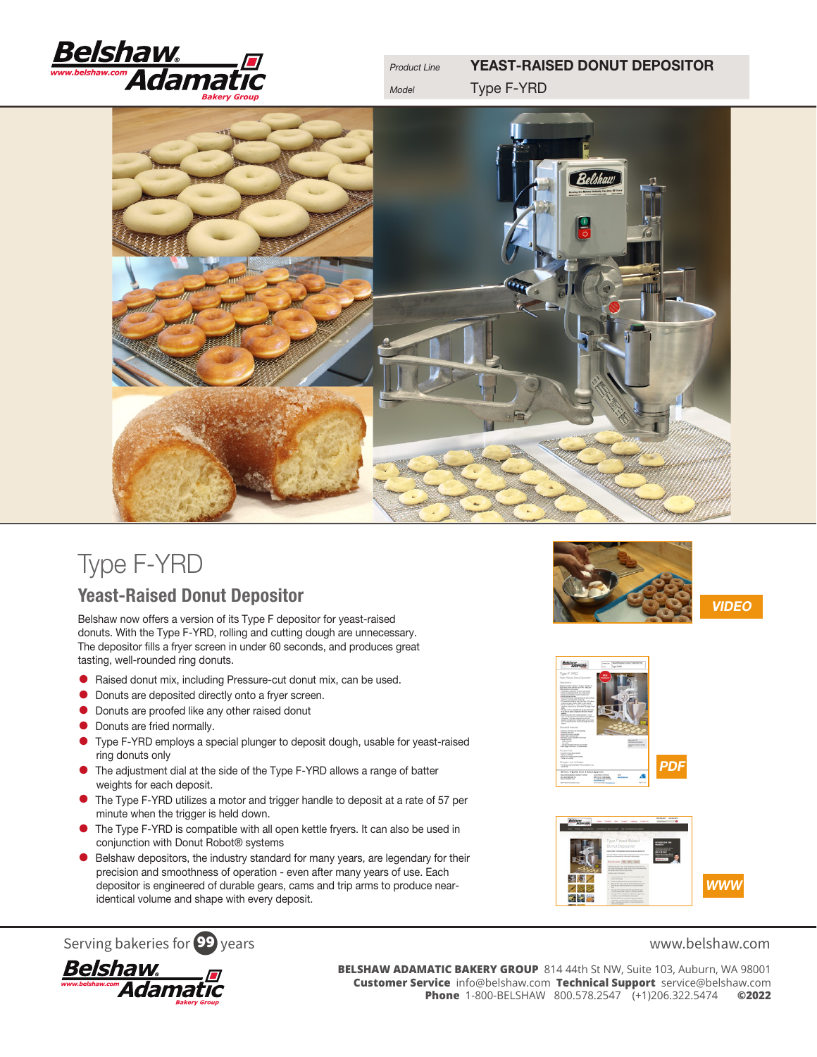| Product Line | YEAST-RAISED DONUT DEPOSITOR |
|---|---|
| Model | Type F-YRD |

# Type F-YRD

## Yeast-Raised Donut Depositor

Belshaw now offers a version of its Type F depositor for yeast-raised donuts. With the Type F-YRD, rolling and cutting dough are unnecessary. The depositor fills a fryer screen in under 60 seconds, and produces great tasting, well-rounded ring donuts.

- Raised donut mix, including Pressure-cut donut mix, can be used.
- Donuts are deposited directly onto a fryer screen.
- Donuts are proofed like any other raised donut
- Donuts are fried normally.
- Type F-YRD employs a special plunger to deposit dough, usable for yeast-raised ring donuts only
- The adjustment dial at the side of the Type F-YRD allows a range of batter weights for each deposit.
- The Type F-YRD utilizes a motor and trigger handle to deposit at a rate of 57 per minute when the trigger is held down.
- The Type F-YRD is compatible with all open kettle fryers. It can also be used in conjunction with Donut Robot® systems
- Belshaw depositors, the industry standard for many years, are legendary for their precision and smoothness of operation - even after many years of use. Each depositor is engineered of durable gears, cams and trip arms to produce near-identical volume and shape with every deposit.

VIDEO

PDF

WWW

Serving bakeries for 99 years

www.belshaw.com

**BELSHAW ADAMATIC BAKERY GROUP** 814 44th St NW, Suite 103, Auburn, WA 98001
**Customer Service** info@belshaw.com **Technical Support** service@belshaw.com
**Phone** 1-800-BELSHAW 800.578.2547 (+1)206.322.5474 **©2022**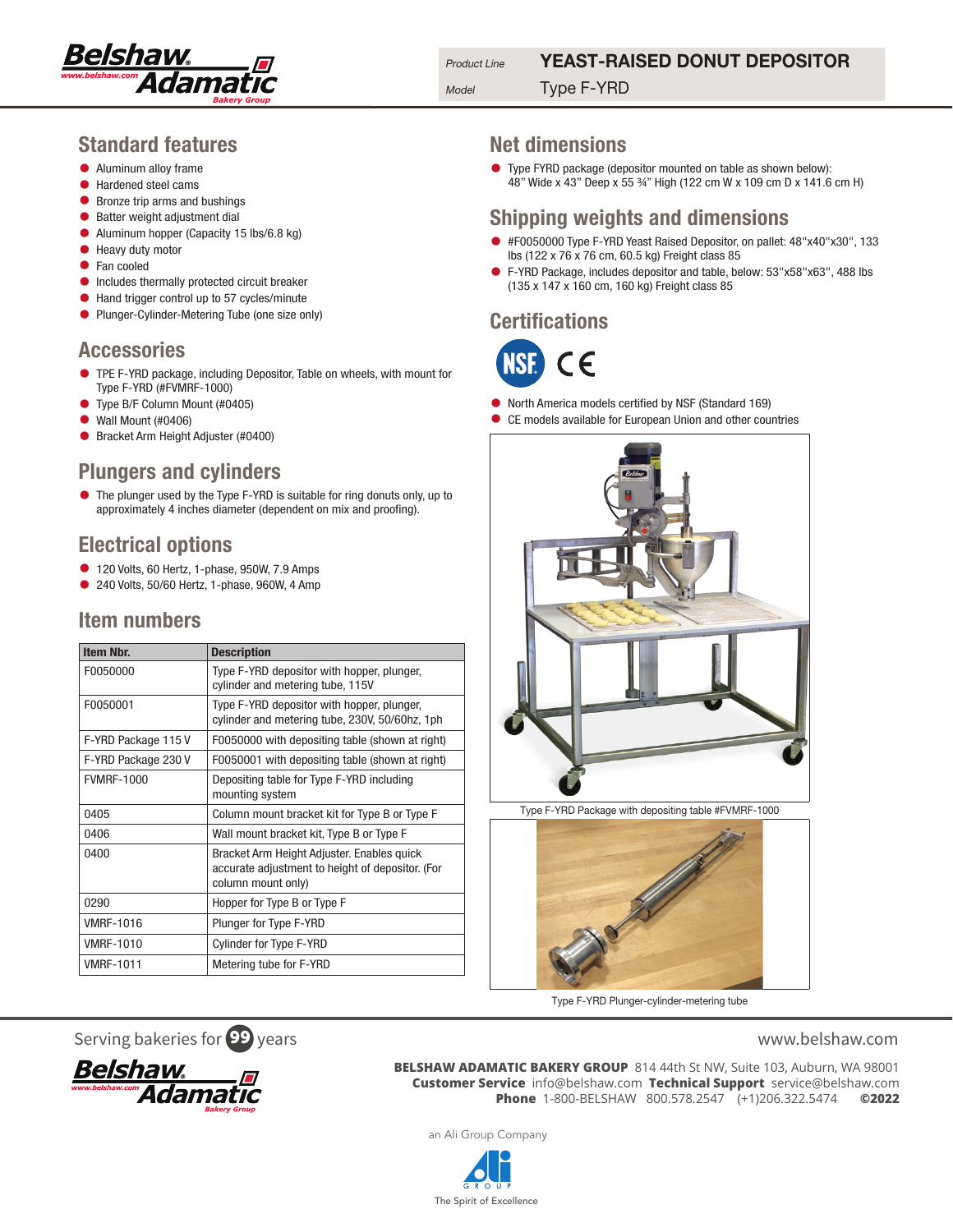Product Line **YEAST-RAISED DONUT DEPOSITOR**

Model Type F-YRD

## Standard features

- Aluminum alloy frame
- Hardened steel cams
- Bronze trip arms and bushings
- Batter weight adjustment dial
- Aluminum hopper (Capacity 15 lbs/6.8 kg)
- Heavy duty motor
- Fan cooled
- Includes thermally protected circuit breaker
- Hand trigger control up to 57 cycles/minute
- Plunger-Cylinder-Metering Tube (one size only)

## Accessories

- TPE F-YRD package, including Depositor, Table on wheels, with mount for Type F-YRD (#FVMRF-1000)
- Type B/F Column Mount (#0405)
- Wall Mount (#0406)
- Bracket Arm Height Adjuster (#0400)

## Plungers and cylinders

- The plunger used by the Type F-YRD is suitable for ring donuts only, up to approximately 4 inches diameter (dependent on mix and proofing).

## Electrical options

- 120 Volts, 60 Hertz, 1-phase, 950W, 7.9 Amps
- 240 Volts, 50/60 Hertz, 1-phase, 960W, 4 Amp

## Item numbers

| Item Nbr. | Description |
|---|---|
| F0050000 | Type F-YRD depositor with hopper, plunger, cylinder and metering tube, 115V |
| F0050001 | Type F-YRD depositor with hopper, plunger, cylinder and metering tube, 230V, 50/60hz, 1ph |
| F-YRD Package 115 V | F0050000 with depositing table (shown at right) |
| F-YRD Package 230 V | F0050001 with depositing table (shown at right) |
| FVMRF-1000 | Depositing table for Type F-YRD including mounting system |
| 0405 | Column mount bracket kit for Type B or Type F |
| 0406 | Wall mount bracket kit, Type B or Type F |
| 0400 | Bracket Arm Height Adjuster. Enables quick accurate adjustment to height of depositor. (For column mount only) |
| 0290 | Hopper for Type B or Type F |
| VMRF-1016 | Plunger for Type F-YRD |
| VMRF-1010 | Cylinder for Type F-YRD |
| VMRF-1011 | Metering tube for F-YRD |

## Net dimensions

- Type FYRD package (depositor mounted on table as shown below): 48" Wide x 43" Deep x 55 ¾" High (122 cm W x 109 cm D x 141.6 cm H)

## Shipping weights and dimensions

- #F0050000 Type F-YRD Yeast Raised Depositor, on pallet: 48"x40"x30", 133 lbs (122 x 76 x 76 cm, 60.5 kg) Freight class 85
- F-YRD Package, includes depositor and table, below: 53"x58"x63", 488 lbs (135 x 147 x 160 cm, 160 kg) Freight class 85

## Certifications

- North America models certified by NSF (Standard 169)
- CE models available for European Union and other countries

Type F-YRD Package with depositing table #FVMRF-1000

Type F-YRD Plunger-cylinder-metering tube

Serving bakeries for 99 years

www.belshaw.com

**BELSHAW ADAMATIC BAKERY GROUP** 814 44th St NW, Suite 103, Auburn, WA 98001
**Customer Service** info@belshaw.com **Technical Support** service@belshaw.com
**Phone** 1-800-BELSHAW 800.578.2547 (+1)206.322.5474 **©2022**

an Ali Group Company

The Spirit of Excellence